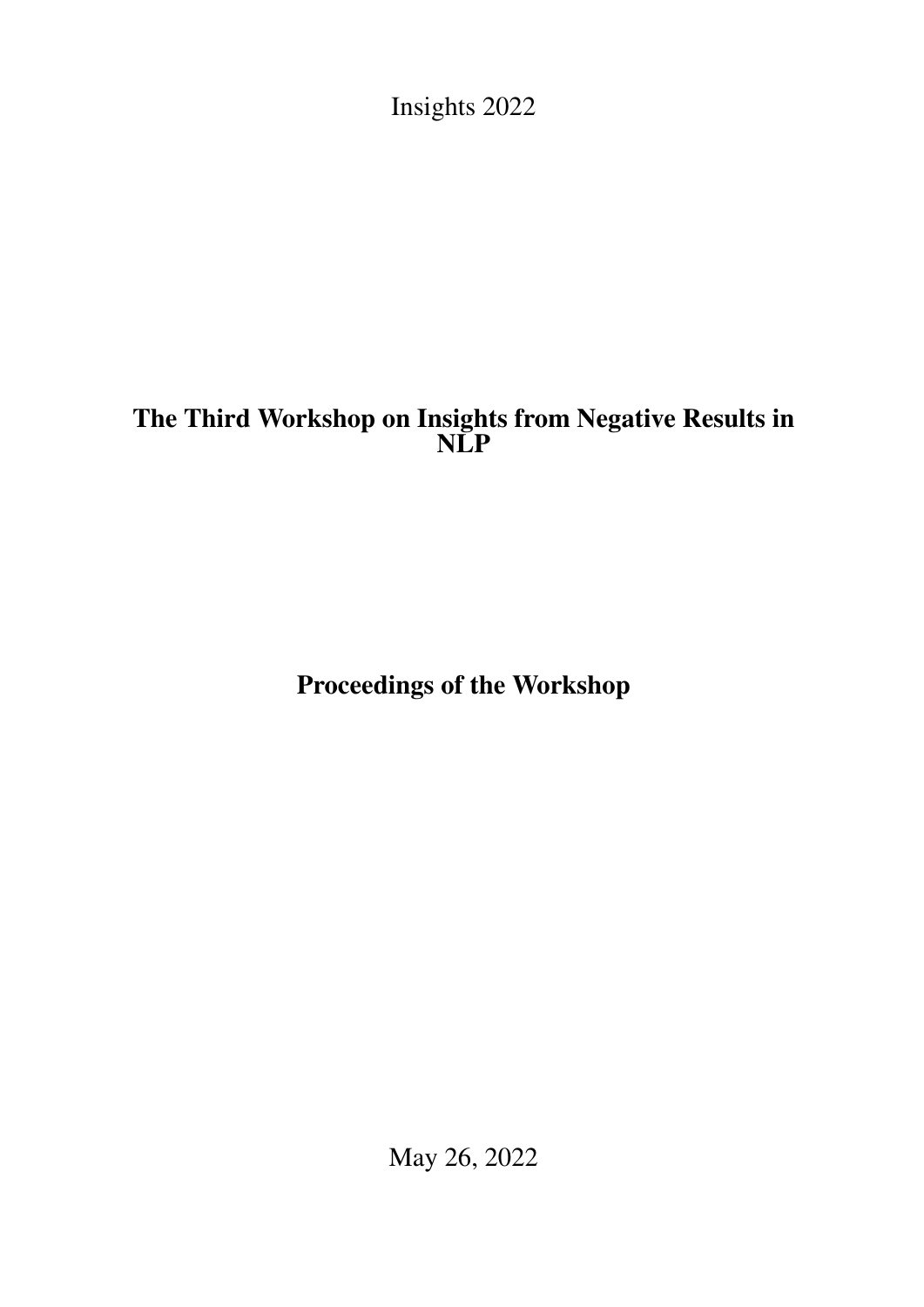Insights 2022

# The Third Workshop on Insights from Negative Results in NLP

## Proceedings of the Workshop

May 26, 2022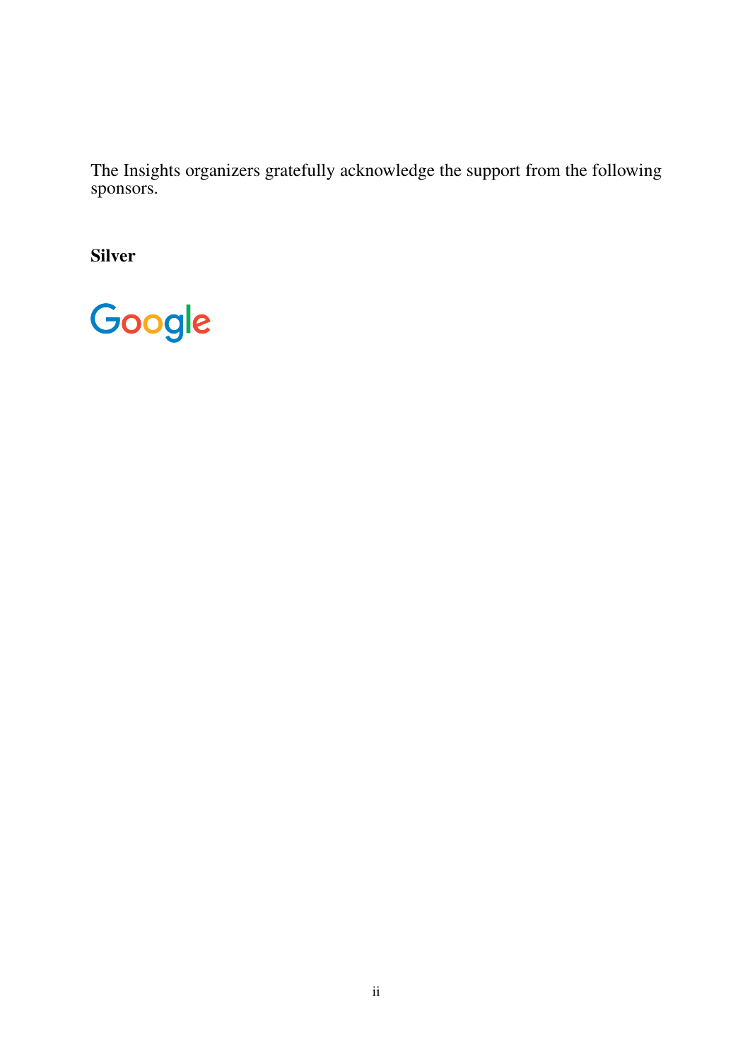The Insights organizers gratefully acknowledge the support from the following sponsors.

**Silver**

Google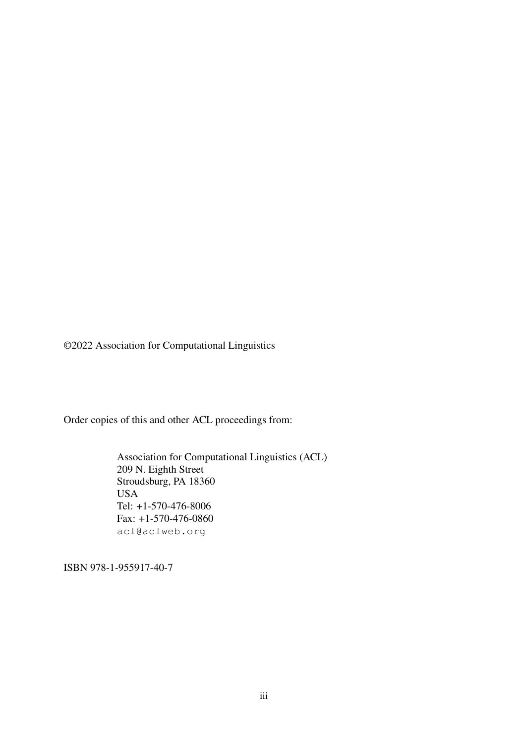©2022 Association for Computational Linguistics

Order copies of this and other ACL proceedings from:

> Association for Computational Linguistics (ACL)
> 209 N. Eighth Street
> Stroudsburg, PA 18360
> USA
> Tel: +1-570-476-8006
> Fax: +1-570-476-0860
> `acl@aclweb.org`

ISBN 978-1-955917-40-7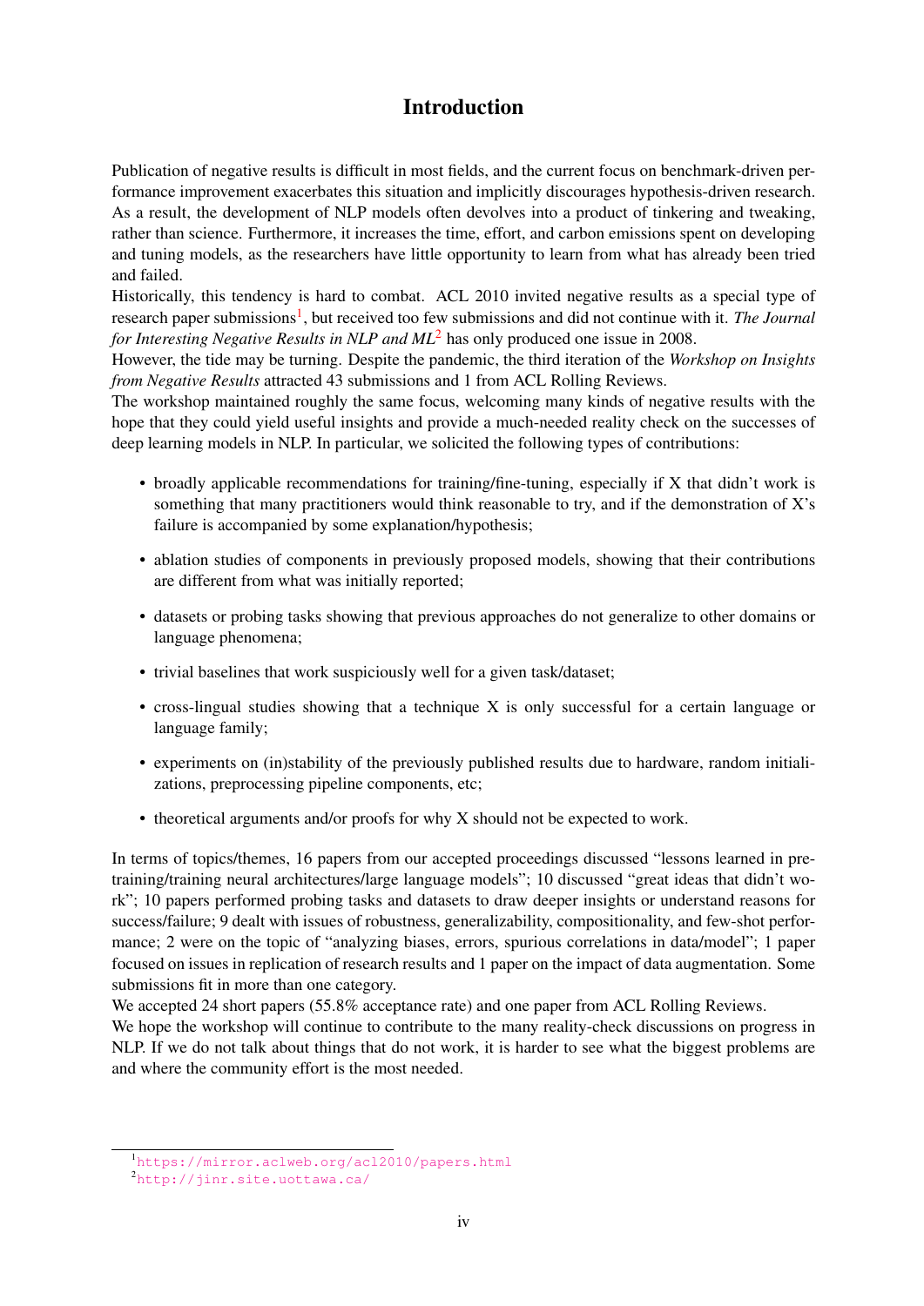# Introduction

Publication of negative results is difficult in most fields, and the current focus on benchmark-driven performance improvement exacerbates this situation and implicitly discourages hypothesis-driven research. As a result, the development of NLP models often devolves into a product of tinkering and tweaking, rather than science. Furthermore, it increases the time, effort, and carbon emissions spent on developing and tuning models, as the researchers have little opportunity to learn from what has already been tried and failed.

Historically, this tendency is hard to combat. ACL 2010 invited negative results as a special type of research paper submissions[1], but received too few submissions and did not continue with it. *The Journal for Interesting Negative Results in NLP and ML*[2] has only produced one issue in 2008.

However, the tide may be turning. Despite the pandemic, the third iteration of the *Workshop on Insights from Negative Results* attracted 43 submissions and 1 from ACL Rolling Reviews.

The workshop maintained roughly the same focus, welcoming many kinds of negative results with the hope that they could yield useful insights and provide a much-needed reality check on the successes of deep learning models in NLP. In particular, we solicited the following types of contributions:

- broadly applicable recommendations for training/fine-tuning, especially if X that didn't work is something that many practitioners would think reasonable to try, and if the demonstration of X's failure is accompanied by some explanation/hypothesis;
- ablation studies of components in previously proposed models, showing that their contributions are different from what was initially reported;
- datasets or probing tasks showing that previous approaches do not generalize to other domains or language phenomena;
- trivial baselines that work suspiciously well for a given task/dataset;
- cross-lingual studies showing that a technique X is only successful for a certain language or language family;
- experiments on (in)stability of the previously published results due to hardware, random initializations, preprocessing pipeline components, etc;
- theoretical arguments and/or proofs for why X should not be expected to work.

In terms of topics/themes, 16 papers from our accepted proceedings discussed "lessons learned in pre-training/training neural architectures/large language models"; 10 discussed "great ideas that didn't work"; 10 papers performed probing tasks and datasets to draw deeper insights or understand reasons for success/failure; 9 dealt with issues of robustness, generalizability, compositionality, and few-shot performance; 2 were on the topic of "analyzing biases, errors, spurious correlations in data/model"; 1 paper focused on issues in replication of research results and 1 paper on the impact of data augmentation. Some submissions fit in more than one category.

We accepted 24 short papers (55.8% acceptance rate) and one paper from ACL Rolling Reviews.

We hope the workshop will continue to contribute to the many reality-check discussions on progress in NLP. If we do not talk about things that do not work, it is harder to see what the biggest problems are and where the community effort is the most needed.

[1] https://mirror.aclweb.org/acl2010/papers.html

[2] http://jinr.site.uottawa.ca/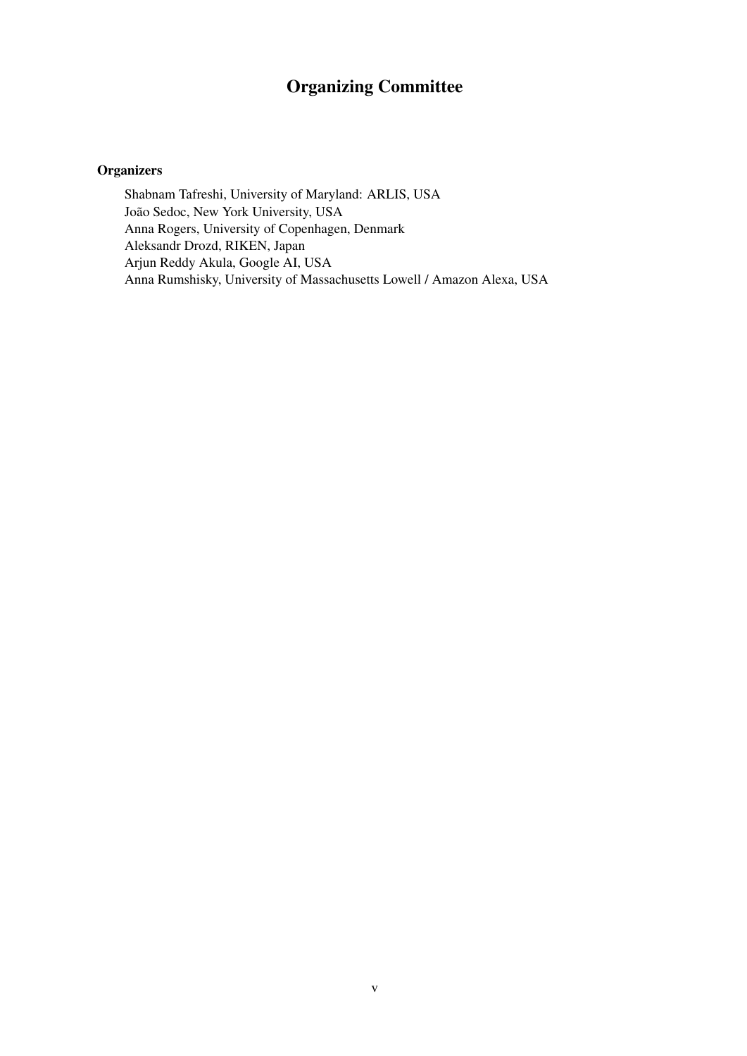# Organizing Committee

## Organizers

Shabnam Tafreshi, University of Maryland: ARLIS, USA
João Sedoc, New York University, USA
Anna Rogers, University of Copenhagen, Denmark
Aleksandr Drozd, RIKEN, Japan
Arjun Reddy Akula, Google AI, USA
Anna Rumshisky, University of Massachusetts Lowell / Amazon Alexa, USA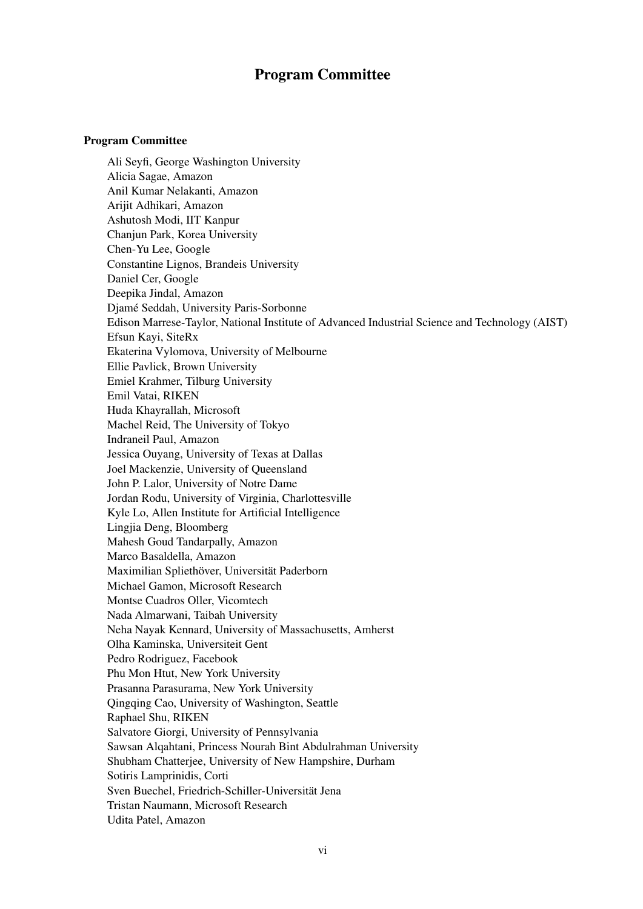# Program Committee

## Program Committee

Ali Seyfi, George Washington University
Alicia Sagae, Amazon
Anil Kumar Nelakanti, Amazon
Arijit Adhikari, Amazon
Ashutosh Modi, IIT Kanpur
Chanjun Park, Korea University
Chen-Yu Lee, Google
Constantine Lignos, Brandeis University
Daniel Cer, Google
Deepika Jindal, Amazon
Djamé Seddah, University Paris-Sorbonne
Edison Marrese-Taylor, National Institute of Advanced Industrial Science and Technology (AIST)
Efsun Kayi, SiteRx
Ekaterina Vylomova, University of Melbourne
Ellie Pavlick, Brown University
Emiel Krahmer, Tilburg University
Emil Vatai, RIKEN
Huda Khayrallah, Microsoft
Machel Reid, The University of Tokyo
Indraneil Paul, Amazon
Jessica Ouyang, University of Texas at Dallas
Joel Mackenzie, University of Queensland
John P. Lalor, University of Notre Dame
Jordan Rodu, University of Virginia, Charlottesville
Kyle Lo, Allen Institute for Artificial Intelligence
Lingjia Deng, Bloomberg
Mahesh Goud Tandarpally, Amazon
Marco Basaldella, Amazon
Maximilian Spliethöver, Universität Paderborn
Michael Gamon, Microsoft Research
Montse Cuadros Oller, Vicomtech
Nada Almarwani, Taibah University
Neha Nayak Kennard, University of Massachusetts, Amherst
Olha Kaminska, Universiteit Gent
Pedro Rodriguez, Facebook
Phu Mon Htut, New York University
Prasanna Parasurama, New York University
Qingqing Cao, University of Washington, Seattle
Raphael Shu, RIKEN
Salvatore Giorgi, University of Pennsylvania
Sawsan Alqahtani, Princess Nourah Bint Abdulrahman University
Shubham Chatterjee, University of New Hampshire, Durham
Sotiris Lamprinidis, Corti
Sven Buechel, Friedrich-Schiller-Universität Jena
Tristan Naumann, Microsoft Research
Udita Patel, Amazon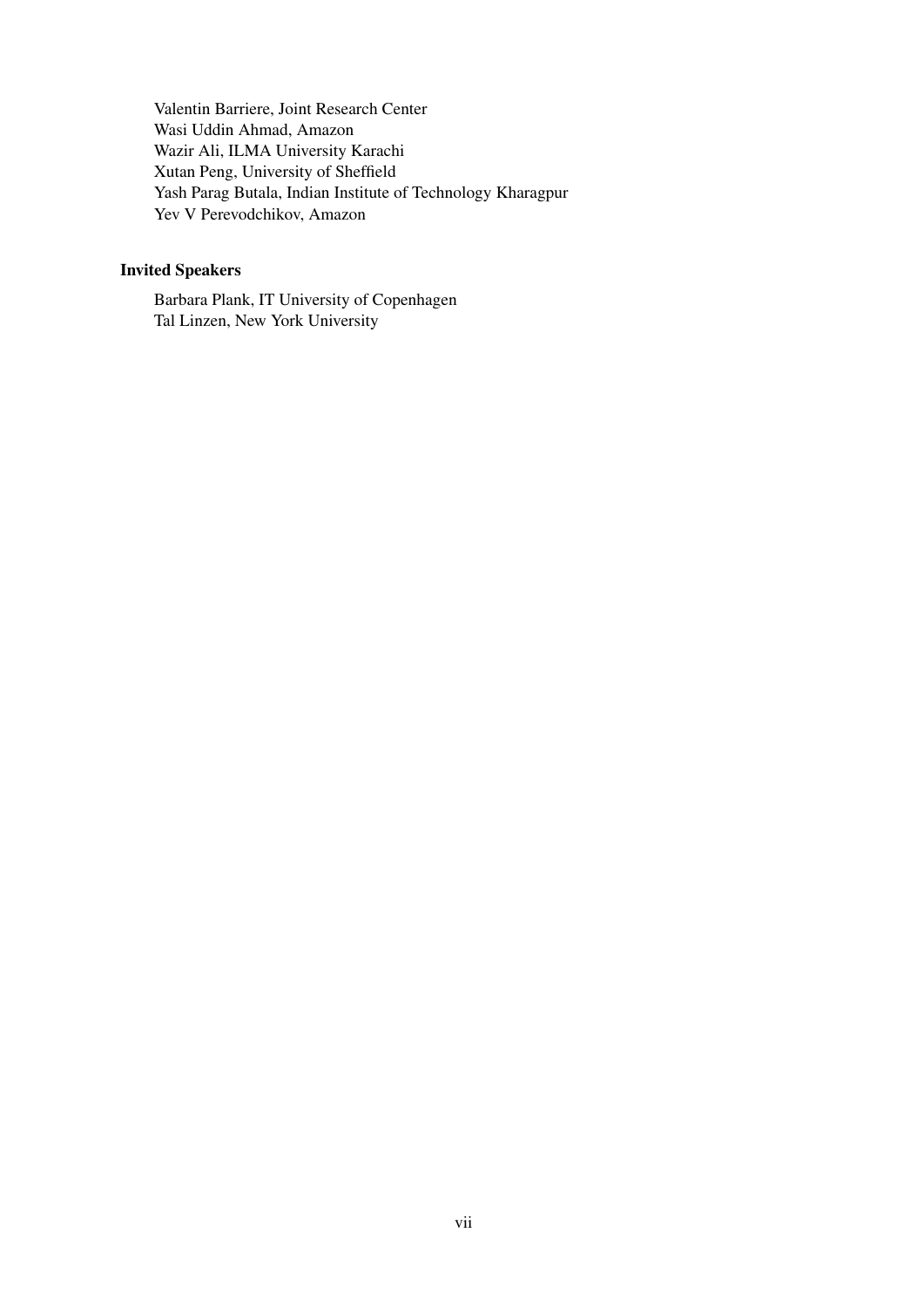Valentin Barriere, Joint Research Center  
Wasi Uddin Ahmad, Amazon  
Wazir Ali, ILMA University Karachi  
Xutan Peng, University of Sheffield  
Yash Parag Butala, Indian Institute of Technology Kharagpur  
Yev V Perevodchikov, Amazon

**Invited Speakers**

Barbara Plank, IT University of Copenhagen  
Tal Linzen, New York University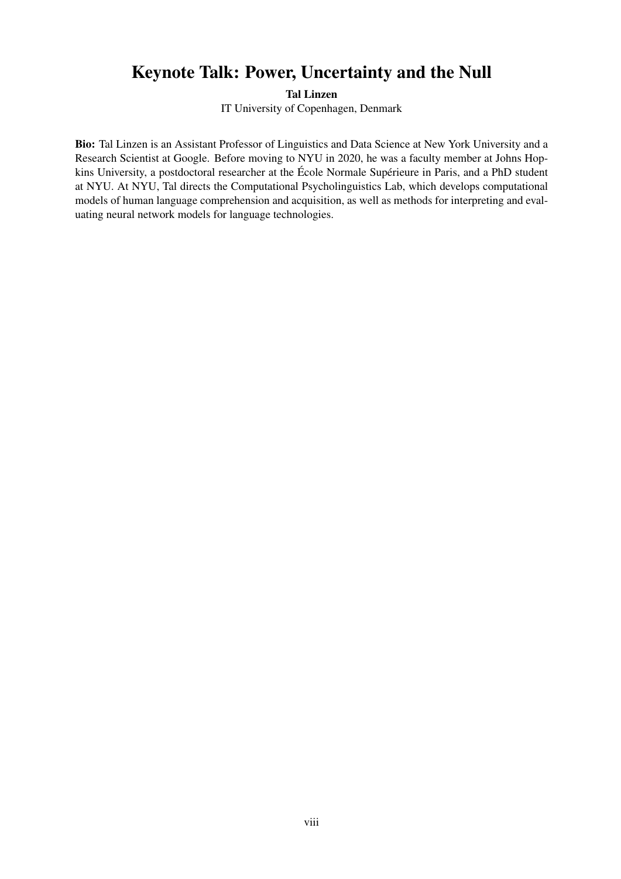# Keynote Talk: Power, Uncertainty and the Null

**Tal Linzen**
IT University of Copenhagen, Denmark

**Bio:** Tal Linzen is an Assistant Professor of Linguistics and Data Science at New York University and a Research Scientist at Google. Before moving to NYU in 2020, he was a faculty member at Johns Hopkins University, a postdoctoral researcher at the École Normale Supérieure in Paris, and a PhD student at NYU. At NYU, Tal directs the Computational Psycholinguistics Lab, which develops computational models of human language comprehension and acquisition, as well as methods for interpreting and evaluating neural network models for language technologies.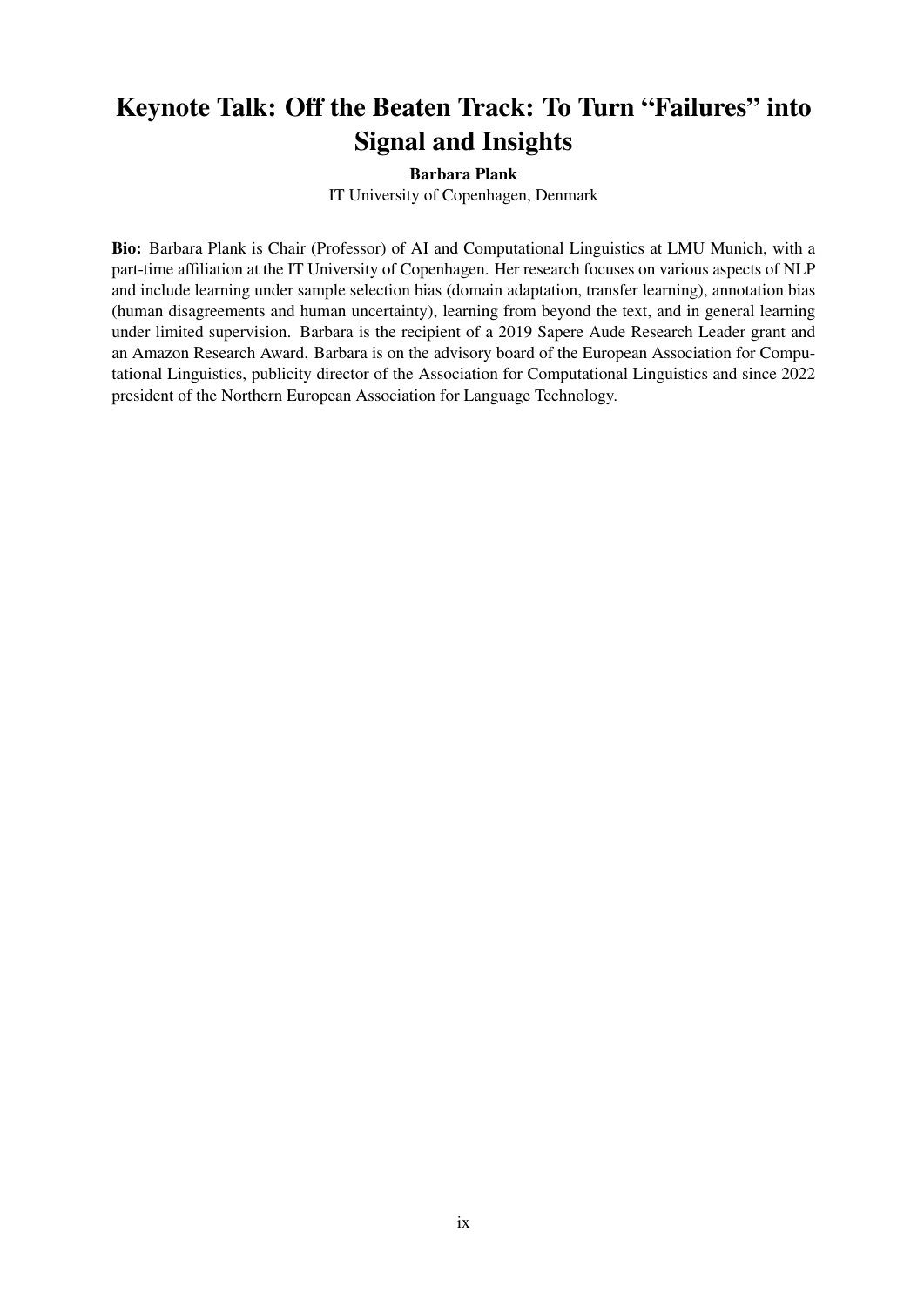# Keynote Talk: Off the Beaten Track: To Turn "Failures" into Signal and Insights

**Barbara Plank**
IT University of Copenhagen, Denmark

**Bio:** Barbara Plank is Chair (Professor) of AI and Computational Linguistics at LMU Munich, with a part-time affiliation at the IT University of Copenhagen. Her research focuses on various aspects of NLP and include learning under sample selection bias (domain adaptation, transfer learning), annotation bias (human disagreements and human uncertainty), learning from beyond the text, and in general learning under limited supervision. Barbara is the recipient of a 2019 Sapere Aude Research Leader grant and an Amazon Research Award. Barbara is on the advisory board of the European Association for Computational Linguistics, publicity director of the Association for Computational Linguistics and since 2022 president of the Northern European Association for Language Technology.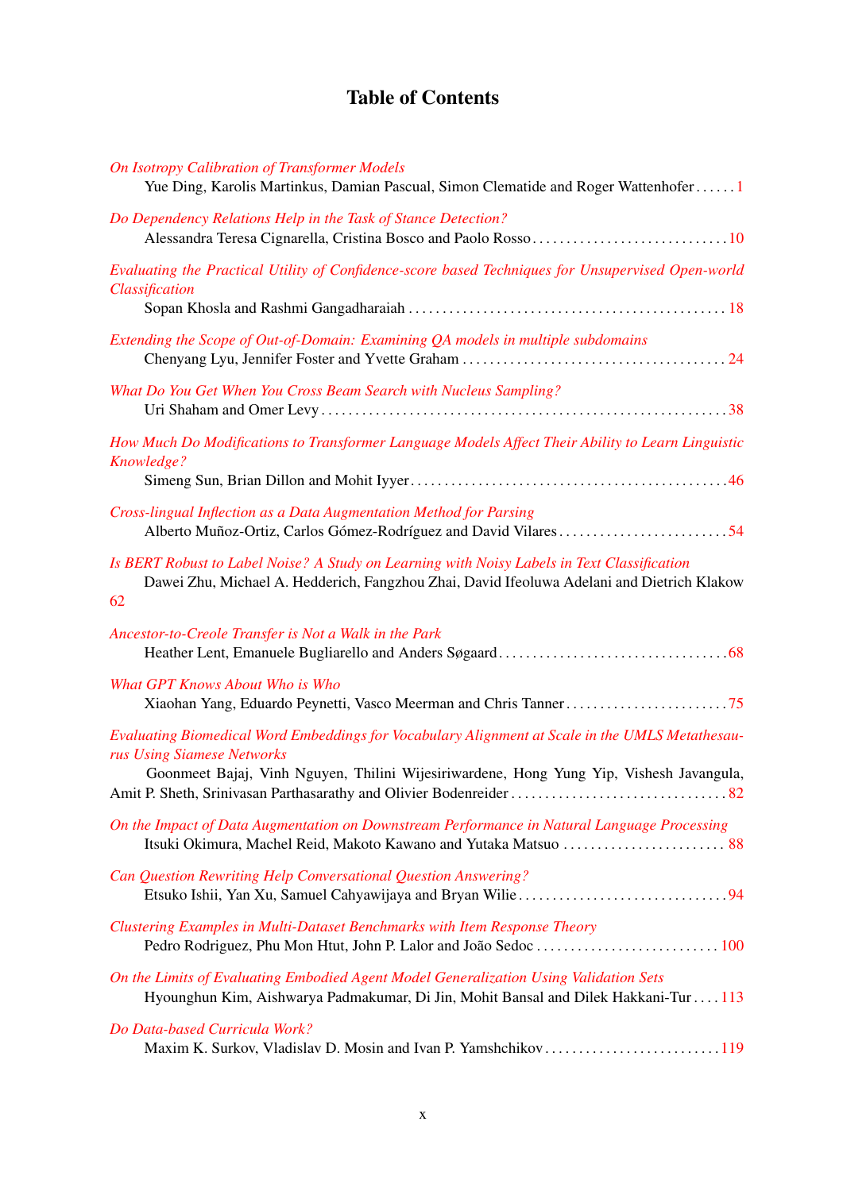# Table of Contents

*On Isotropy Calibration of Transformer Models*
Yue Ding, Karolis Martinkus, Damian Pascual, Simon Clematide and Roger Wattenhofer . . . . . . 1

*Do Dependency Relations Help in the Task of Stance Detection?*
Alessandra Teresa Cignarella, Cristina Bosco and Paolo Rosso . . . . . . . . . . . . . . . . . . . . . . . . . . . . 10

*Evaluating the Practical Utility of Confidence-score based Techniques for Unsupervised Open-world Classification*
Sopan Khosla and Rashmi Gangadharaiah . . . . . . . . . . . . . . . . . . . . . . . . . . . . . . . . . . . . . . . . . . . . . . 18

*Extending the Scope of Out-of-Domain: Examining QA models in multiple subdomains*
Chenyang Lyu, Jennifer Foster and Yvette Graham . . . . . . . . . . . . . . . . . . . . . . . . . . . . . . . . . . . . . . . 24

*What Do You Get When You Cross Beam Search with Nucleus Sampling?*
Uri Shaham and Omer Levy . . . . . . . . . . . . . . . . . . . . . . . . . . . . . . . . . . . . . . . . . . . . . . . . . . . . . . . . . . 38

*How Much Do Modifications to Transformer Language Models Affect Their Ability to Learn Linguistic Knowledge?*
Simeng Sun, Brian Dillon and Mohit Iyyer . . . . . . . . . . . . . . . . . . . . . . . . . . . . . . . . . . . . . . . . . . . . . . 46

*Cross-lingual Inflection as a Data Augmentation Method for Parsing*
Alberto Muñoz-Ortiz, Carlos Gómez-Rodríguez and David Vilares . . . . . . . . . . . . . . . . . . . . . . . . . 54

*Is BERT Robust to Label Noise? A Study on Learning with Noisy Labels in Text Classification*
Dawei Zhu, Michael A. Hedderich, Fangzhou Zhai, David Ifeoluwa Adelani and Dietrich Klakow 62

*Ancestor-to-Creole Transfer is Not a Walk in the Park*
Heather Lent, Emanuele Bugliarello and Anders Søgaard . . . . . . . . . . . . . . . . . . . . . . . . . . . . . . . . . 68

*What GPT Knows About Who is Who*
Xiaohan Yang, Eduardo Peynetti, Vasco Meerman and Chris Tanner . . . . . . . . . . . . . . . . . . . . . . . . 75

*Evaluating Biomedical Word Embeddings for Vocabulary Alignment at Scale in the UMLS Metathesaurus Using Siamese Networks*
Goonmeet Bajaj, Vinh Nguyen, Thilini Wijesiriwardene, Hong Yung Yip, Vishesh Javangula, Amit P. Sheth, Srinivasan Parthasarathy and Olivier Bodenreider . . . . . . . . . . . . . . . . . . . . . . . . . . . . . . . . 82

*On the Impact of Data Augmentation on Downstream Performance in Natural Language Processing*
Itsuki Okimura, Machel Reid, Makoto Kawano and Yutaka Matsuo . . . . . . . . . . . . . . . . . . . . . . . . 88

*Can Question Rewriting Help Conversational Question Answering?*
Etsuko Ishii, Yan Xu, Samuel Cahyawijaya and Bryan Wilie . . . . . . . . . . . . . . . . . . . . . . . . . . . . . . 94

*Clustering Examples in Multi-Dataset Benchmarks with Item Response Theory*
Pedro Rodriguez, Phu Mon Htut, John P. Lalor and João Sedoc . . . . . . . . . . . . . . . . . . . . . . . . . . . 100

*On the Limits of Evaluating Embodied Agent Model Generalization Using Validation Sets*
Hyounghun Kim, Aishwarya Padmakumar, Di Jin, Mohit Bansal and Dilek Hakkani-Tur . . . . 113

*Do Data-based Curricula Work?*
Maxim K. Surkov, Vladislav D. Mosin and Ivan P. Yamshchikov . . . . . . . . . . . . . . . . . . . . . . . . . .119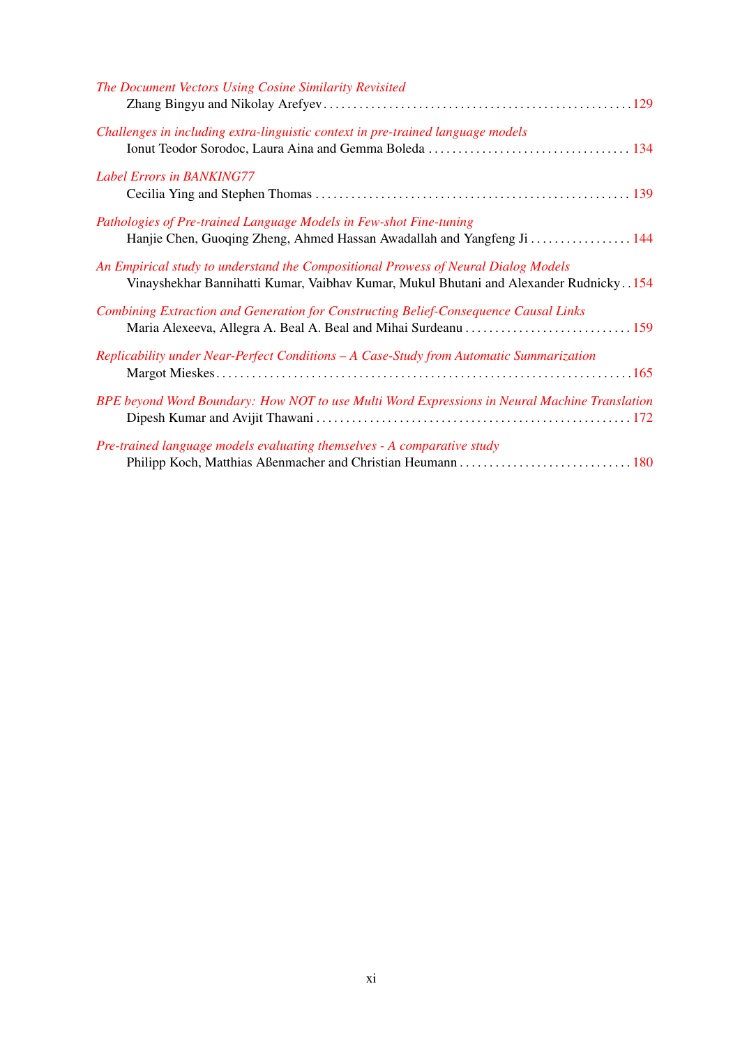*The Document Vectors Using Cosine Similarity Revisited*
Zhang Bingyu and Nikolay Arefyev . . . . . . . . . . . . . . . . . . . . . . . . . . . . . . . . . . . . . . . . . . . . . . . . . . 129

*Challenges in including extra-linguistic context in pre-trained language models*
Ionut Teodor Sorodoc, Laura Aina and Gemma Boleda . . . . . . . . . . . . . . . . . . . . . . . . . . . . . . . . . 134

*Label Errors in BANKING77*
Cecilia Ying and Stephen Thomas . . . . . . . . . . . . . . . . . . . . . . . . . . . . . . . . . . . . . . . . . . . . . . . . . . . 139

*Pathologies of Pre-trained Language Models in Few-shot Fine-tuning*
Hanjie Chen, Guoqing Zheng, Ahmed Hassan Awadallah and Yangfeng Ji . . . . . . . . . . . . . . . . . 144

*An Empirical study to understand the Compositional Prowess of Neural Dialog Models*
Vinayshekhar Bannihatti Kumar, Vaibhav Kumar, Mukul Bhutani and Alexander Rudnicky . . 154

*Combining Extraction and Generation for Constructing Belief-Consequence Causal Links*
Maria Alexeeva, Allegra A. Beal A. Beal and Mihai Surdeanu . . . . . . . . . . . . . . . . . . . . . . . . . . . 159

*Replicability under Near-Perfect Conditions – A Case-Study from Automatic Summarization*
Margot Mieskes . . . . . . . . . . . . . . . . . . . . . . . . . . . . . . . . . . . . . . . . . . . . . . . . . . . . . . . . . . . . . . . . . . . 165

*BPE beyond Word Boundary: How NOT to use Multi Word Expressions in Neural Machine Translation*
Dipesh Kumar and Avijit Thawani . . . . . . . . . . . . . . . . . . . . . . . . . . . . . . . . . . . . . . . . . . . . . . . . . . . 172

*Pre-trained language models evaluating themselves - A comparative study*
Philipp Koch, Matthias Aßenmacher and Christian Heumann . . . . . . . . . . . . . . . . . . . . . . . . . . . . 180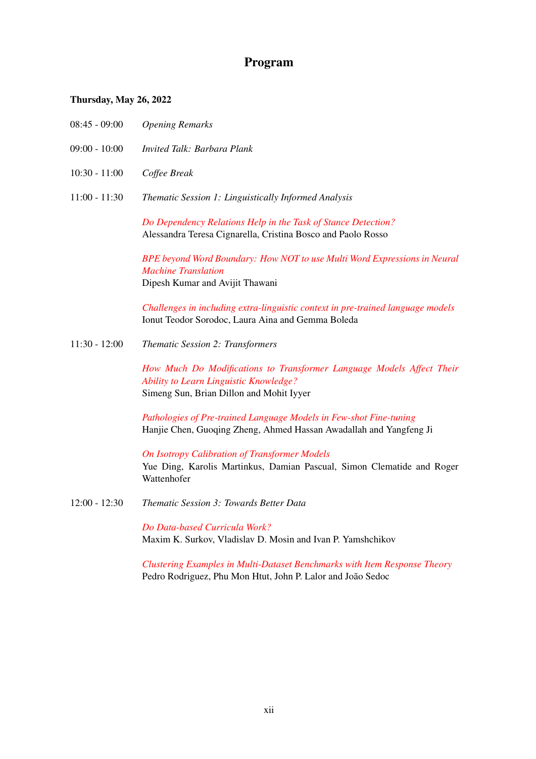# Program

**Thursday, May 26, 2022**

08:45 - 09:00 *Opening Remarks*

09:00 - 10:00 *Invited Talk: Barbara Plank*

10:30 - 11:00 *Coffee Break*

11:00 - 11:30 *Thematic Session 1: Linguistically Informed Analysis*

*Do Dependency Relations Help in the Task of Stance Detection?*
Alessandra Teresa Cignarella, Cristina Bosco and Paolo Rosso

*BPE beyond Word Boundary: How NOT to use Multi Word Expressions in Neural Machine Translation*
Dipesh Kumar and Avijit Thawani

*Challenges in including extra-linguistic context in pre-trained language models*
Ionut Teodor Sorodoc, Laura Aina and Gemma Boleda

11:30 - 12:00 *Thematic Session 2: Transformers*

*How Much Do Modifications to Transformer Language Models Affect Their Ability to Learn Linguistic Knowledge?*
Simeng Sun, Brian Dillon and Mohit Iyyer

*Pathologies of Pre-trained Language Models in Few-shot Fine-tuning*
Hanjie Chen, Guoqing Zheng, Ahmed Hassan Awadallah and Yangfeng Ji

*On Isotropy Calibration of Transformer Models*
Yue Ding, Karolis Martinkus, Damian Pascual, Simon Clematide and Roger Wattenhofer

12:00 - 12:30 *Thematic Session 3: Towards Better Data*

*Do Data-based Curricula Work?*
Maxim K. Surkov, Vladislav D. Mosin and Ivan P. Yamshchikov

*Clustering Examples in Multi-Dataset Benchmarks with Item Response Theory*
Pedro Rodriguez, Phu Mon Htut, John P. Lalor and João Sedoc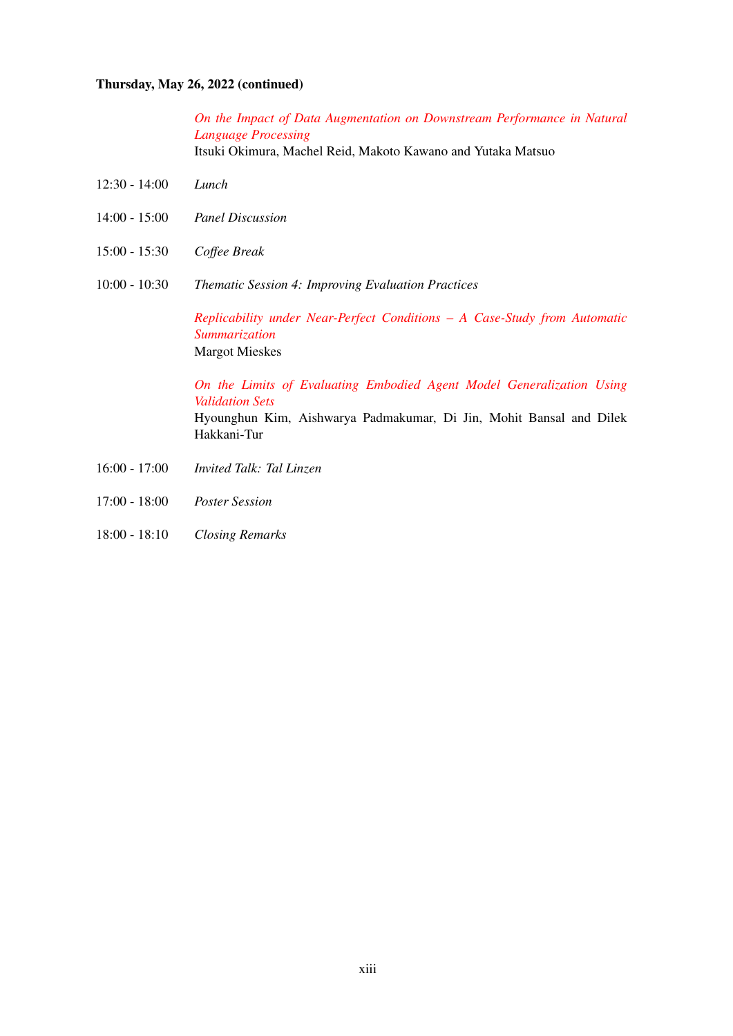**Thursday, May 26, 2022 (continued)**

*On the Impact of Data Augmentation on Downstream Performance in Natural Language Processing*
Itsuki Okimura, Machel Reid, Makoto Kawano and Yutaka Matsuo

12:30 - 14:00 *Lunch*

14:00 - 15:00 *Panel Discussion*

15:00 - 15:30 *Coffee Break*

10:00 - 10:30 *Thematic Session 4: Improving Evaluation Practices*

*Replicability under Near-Perfect Conditions – A Case-Study from Automatic Summarization*
Margot Mieskes

*On the Limits of Evaluating Embodied Agent Model Generalization Using Validation Sets*
Hyounghun Kim, Aishwarya Padmakumar, Di Jin, Mohit Bansal and Dilek Hakkani-Tur

16:00 - 17:00 *Invited Talk: Tal Linzen*

17:00 - 18:00 *Poster Session*

18:00 - 18:10 *Closing Remarks*